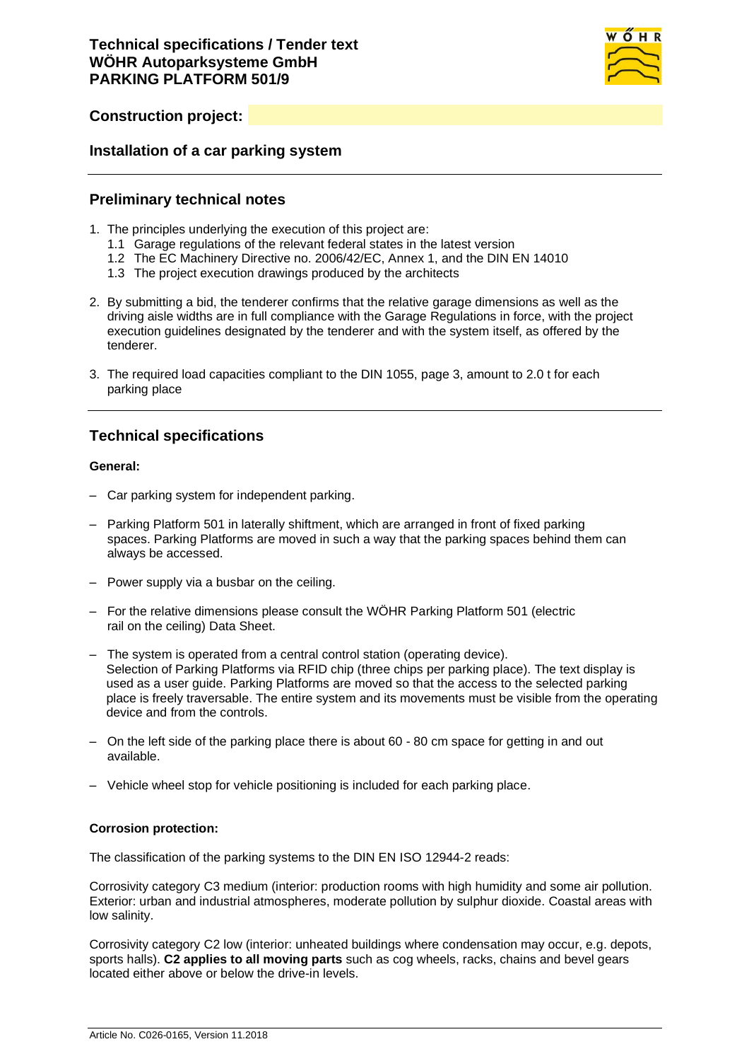# Technical specifications / Tender text
# WÖHR Autoparksysteme GmbH
# PARKING PLATFORM 501/9

## Construction project:

## Installation of a car parking system

---

## Preliminary technical notes

1. The principles underlying the execution of this project are:
   1.1 Garage regulations of the relevant federal states in the latest version
   1.2 The EC Machinery Directive no. 2006/42/EC, Annex 1, and the DIN EN 14010
   1.3 The project execution drawings produced by the architects

2. By submitting a bid, the tenderer confirms that the relative garage dimensions as well as the driving aisle widths are in full compliance with the Garage Regulations in force, with the project execution guidelines designated by the tenderer and with the system itself, as offered by the tenderer.

3. The required load capacities compliant to the DIN 1055, page 3, amount to 2.0 t for each parking place

---

## Technical specifications

**General:**

- Car parking system for independent parking.
- Parking Platform 501 in laterally shiftment, which are arranged in front of fixed parking spaces. Parking Platforms are moved in such a way that the parking spaces behind them can always be accessed.
- Power supply via a busbar on the ceiling.
- For the relative dimensions please consult the WÖHR Parking Platform 501 (electric rail on the ceiling) Data Sheet.
- The system is operated from a central control station (operating device). Selection of Parking Platforms via RFID chip (three chips per parking place). The text display is used as a user guide. Parking Platforms are moved so that the access to the selected parking place is freely traversable. The entire system and its movements must be visible from the operating device and from the controls.
- On the left side of the parking place there is about 60 - 80 cm space for getting in and out available.
- Vehicle wheel stop for vehicle positioning is included for each parking place.

**Corrosion protection:**

The classification of the parking systems to the DIN EN ISO 12944-2 reads:

Corrosivity category C3 medium (interior: production rooms with high humidity and some air pollution. Exterior: urban and industrial atmospheres, moderate pollution by sulphur dioxide. Coastal areas with low salinity.

Corrosivity category C2 low (interior: unheated buildings where condensation may occur, e.g. depots, sports halls). **C2 applies to all moving parts** such as cog wheels, racks, chains and bevel gears located either above or below the drive-in levels.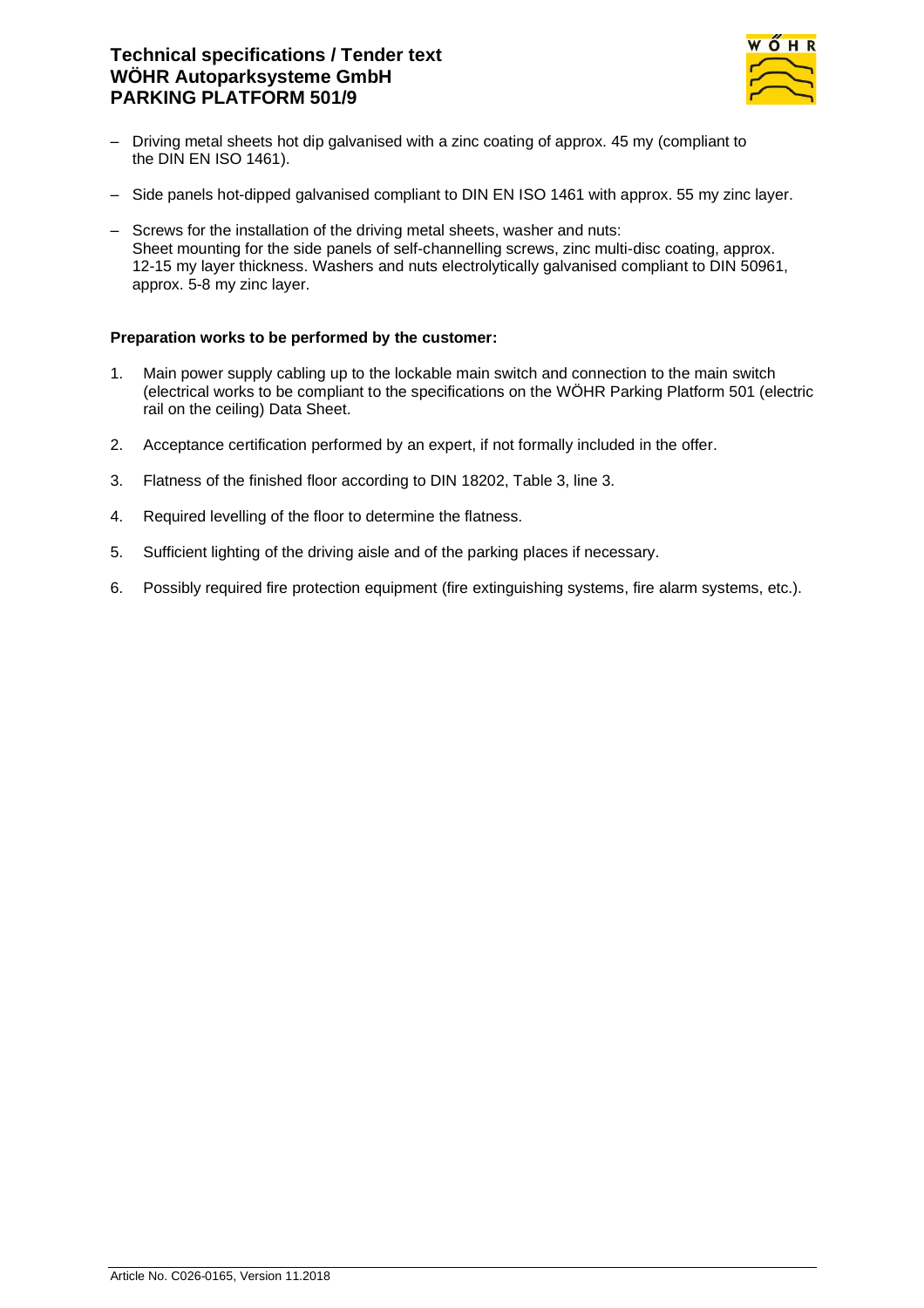- Driving metal sheets hot dip galvanised with a zinc coating of approx. 45 my (compliant to the DIN EN ISO 1461).
- Side panels hot-dipped galvanised compliant to DIN EN ISO 1461 with approx. 55 my zinc layer.
- Screws for the installation of the driving metal sheets, washer and nuts:
  Sheet mounting for the side panels of self-channelling screws, zinc multi-disc coating, approx. 12-15 my layer thickness. Washers and nuts electrolytically galvanised compliant to DIN 50961, approx. 5-8 my zinc layer.

**Preparation works to be performed by the customer:**

1. Main power supply cabling up to the lockable main switch and connection to the main switch (electrical works to be compliant to the specifications on the WÖHR Parking Platform 501 (electric rail on the ceiling) Data Sheet.
2. Acceptance certification performed by an expert, if not formally included in the offer.
3. Flatness of the finished floor according to DIN 18202, Table 3, line 3.
4. Required levelling of the floor to determine the flatness.
5. Sufficient lighting of the driving aisle and of the parking places if necessary.
6. Possibly required fire protection equipment (fire extinguishing systems, fire alarm systems, etc.).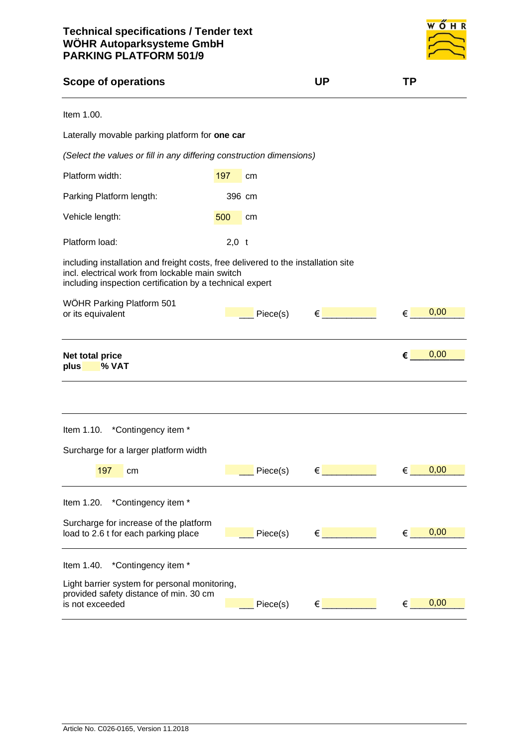# Technical specifications / Tender text
## WÖHR Autoparksysteme GmbH
## PARKING PLATFORM 501/9

| Scope of operations | | UP | TP |
|---|---|---|---|

Item 1.00.

Laterally movable parking platform for **one car**

*(Select the values or fill in any differing construction dimensions)*

| | |
|---|---|
| Platform width: | 197 cm |
| Parking Platform length: | 396 cm |
| Vehicle length: | 500 cm |
| Platform load: | 2,0 t |

including installation and freight costs, free delivered to the installation site
incl. electrical work from lockable main switch
including inspection certification by a technical expert

| | | UP | TP |
|---|---|---|---|
| WÖHR Parking Platform 501 or its equivalent | ___ Piece(s) | € __________ | € 0,00 |

| | TP |
|---|---|
| **Net total price** **plus ___ % VAT** | **€** 0,00 |

---

Item 1.10. *Contingency item *

Surcharge for a larger platform width

| | | UP | TP |
|---|---|---|---|
| 197 cm | ___ Piece(s) | € __________ | € 0,00 |

Item 1.20. *Contingency item *

| | | UP | TP |
|---|---|---|---|
| Surcharge for increase of the platform load to 2.6 t for each parking place | ___ Piece(s) | € __________ | € 0,00 |

Item 1.40. *Contingency item *

| | | UP | TP |
|---|---|---|---|
| Light barrier system for personal monitoring, provided safety distance of min. 30 cm is not exceeded | ___ Piece(s) | € __________ | € 0,00 |

Article No. C026-0165, Version 11.2018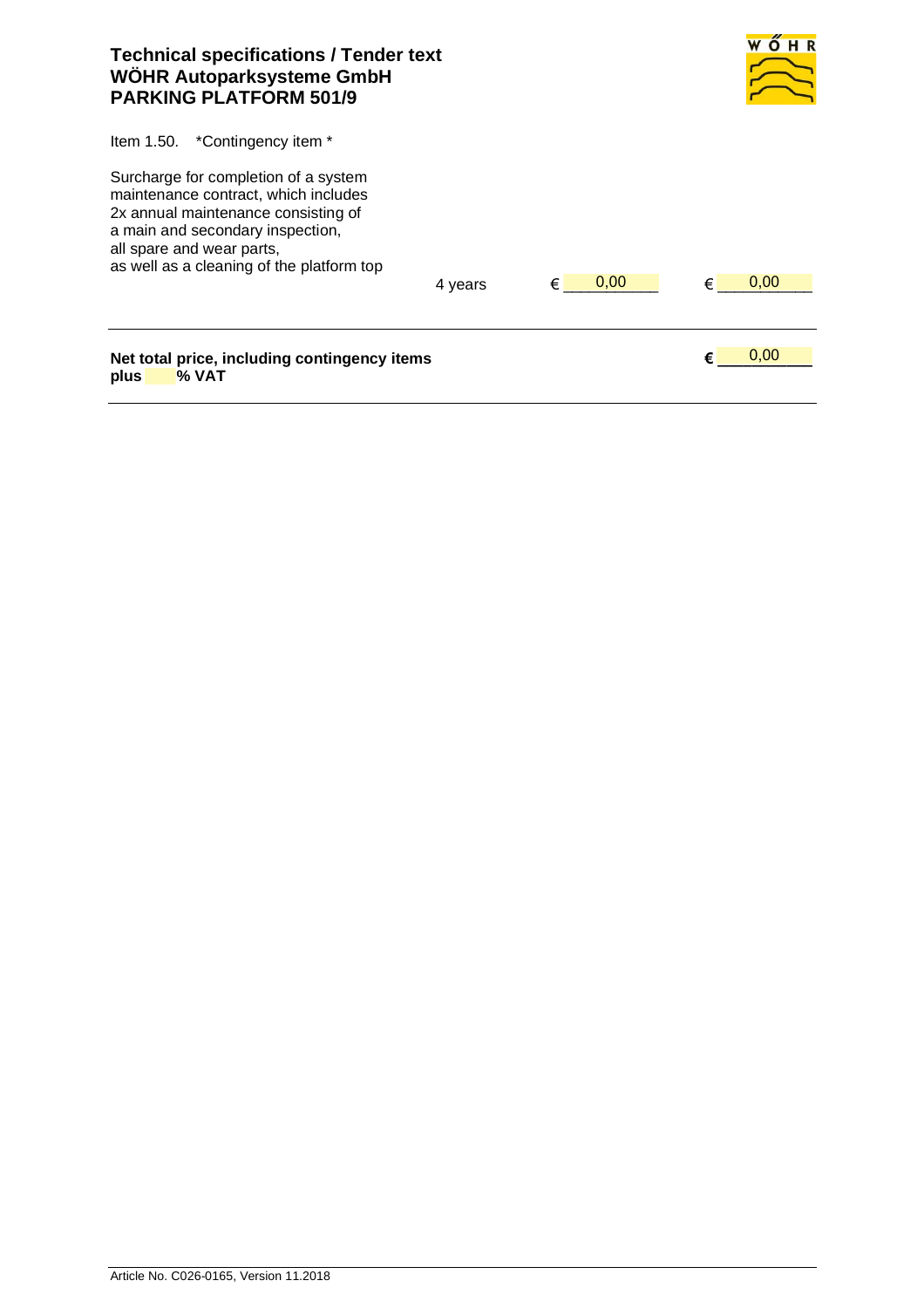**Technical specifications / Tender text**
**WÖHR Autoparksysteme GmbH**
**PARKING PLATFORM 501/9**

Item 1.50. *Contingency item *

| | | | |
|---|---|---|---|
| Surcharge for completion of a system maintenance contract, which includes 2x annual maintenance consisting of a main and secondary inspection, all spare and wear parts, as well as a cleaning of the platform top | 4 years | € 0,00 | € 0,00 |

| | |
|---|---|
| **Net total price, including contingency items** **plus ____ % VAT** | **€** 0,00 |